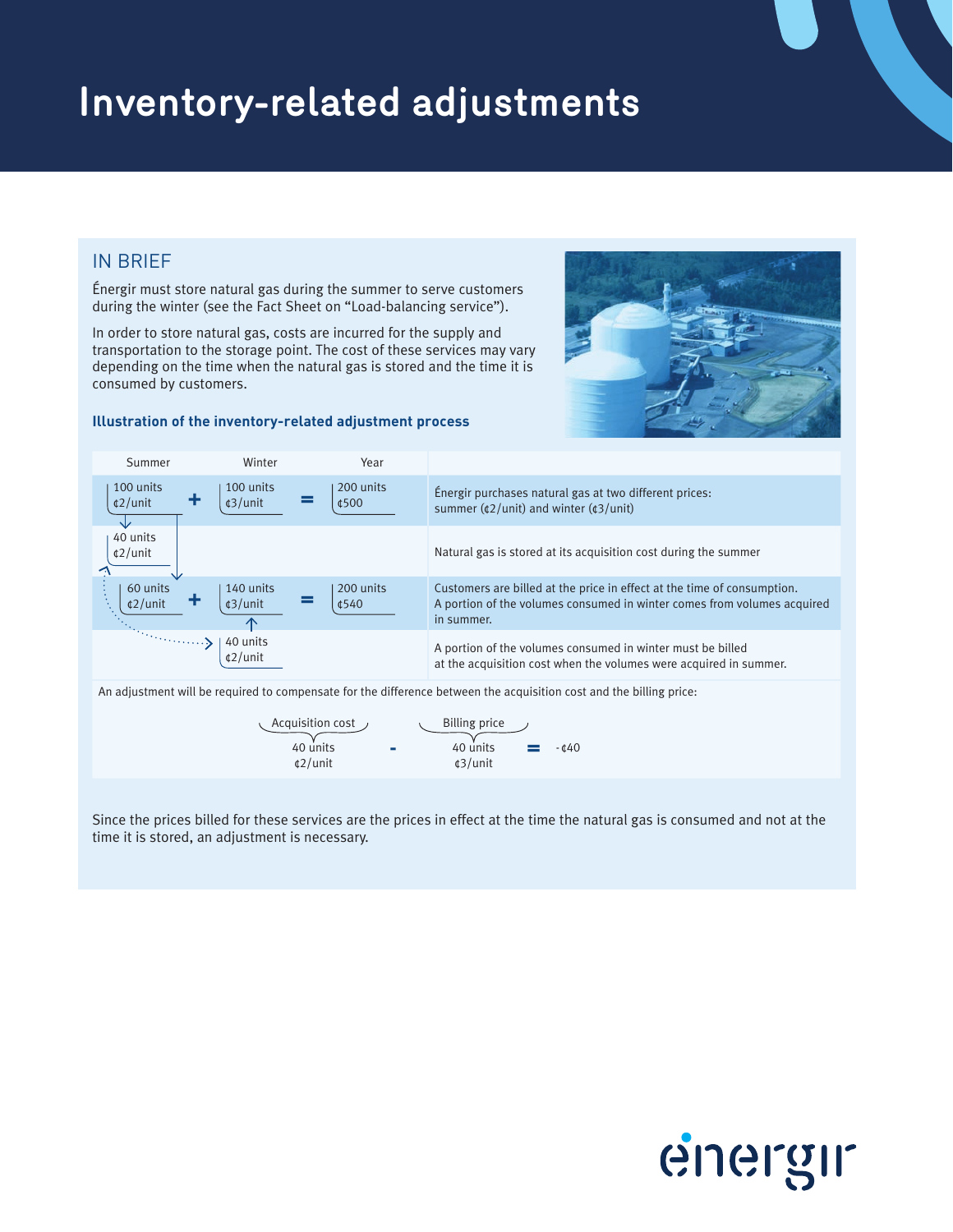# Inventory-related adjustments

## IN BRIEF

Énergir must store natural gas during the summer to serve customers during the winter (see the Fact Sheet on "Load-balancing service").

In order to store natural gas, costs are incurred for the supply and transportation to the storage point. The cost of these services may vary depending on the time when the natural gas is stored and the time it is consumed by customers.

### Illustration of the inventory-related adjustment process

| Summer | | Winter | | Year | |
|---|---|---|---|---|---|
| 100 units ¢2/unit | + | 100 units ¢3/unit | = | 200 units ¢500 | Énergir purchases natural gas at two different prices: summer (¢2/unit) and winter (¢3/unit) |
| 40 units ¢2/unit | | | | | Natural gas is stored at its acquisition cost during the summer |
| 60 units ¢2/unit | + | 140 units ¢3/unit | = | 200 units ¢540 | Customers are billed at the price in effect at the time of consumption. A portion of the volumes consumed in winter comes from volumes acquired in summer. |
| | | 40 units ¢2/unit | | | A portion of the volumes consumed in winter must be billed at the acquisition cost when the volumes were acquired in summer. |

An adjustment will be required to compensate for the difference between the acquisition cost and the billing price:

| Acquisition cost | | Billing price | | |
|---|---|---|---|---|
| 40 units ¢2/unit | - | 40 units ¢3/unit | = | -¢40 |

Since the prices billed for these services are the prices in effect at the time the natural gas is consumed and not at the time it is stored, an adjustment is necessary.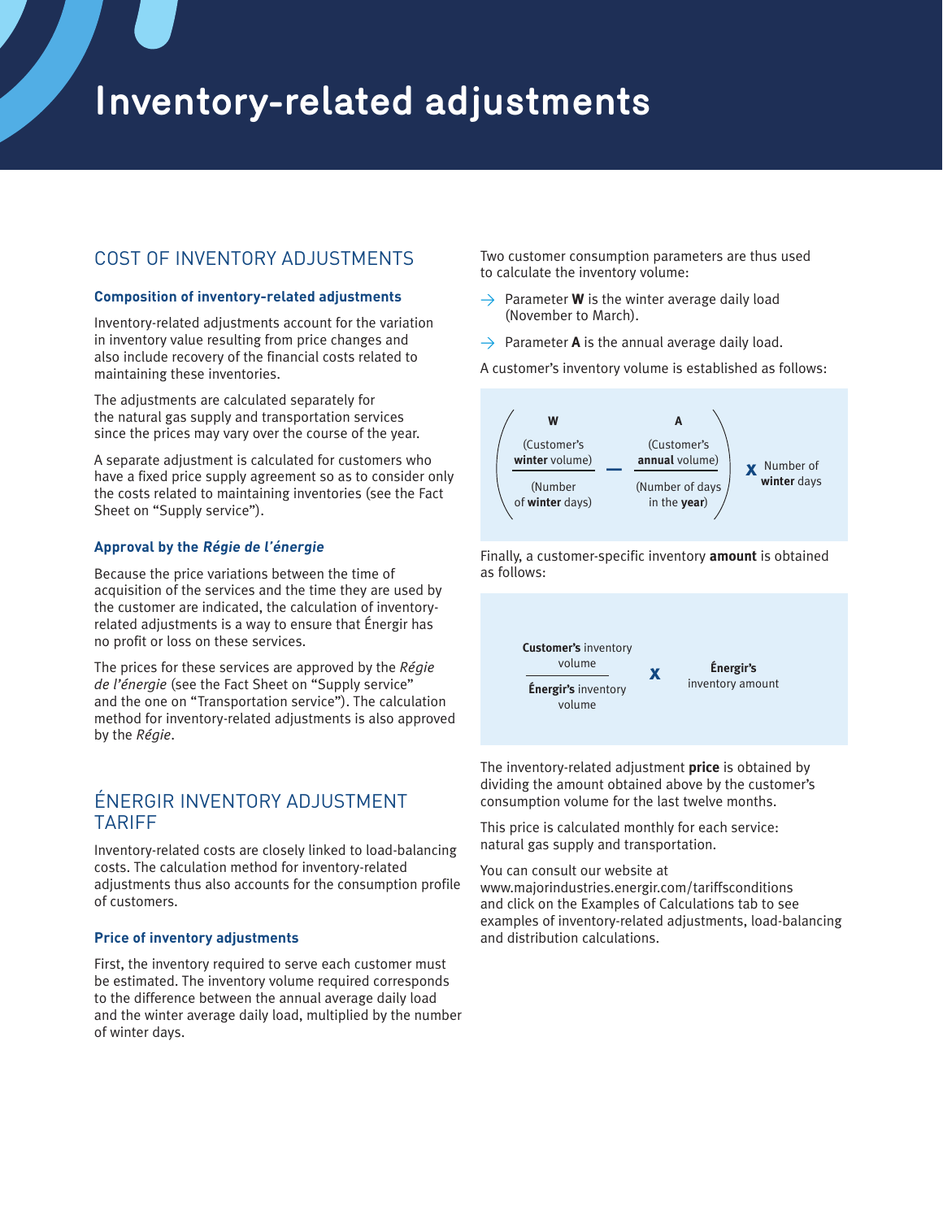# Inventory-related adjustments

## COST OF INVENTORY ADJUSTMENTS

### Composition of inventory-related adjustments

Inventory-related adjustments account for the variation in inventory value resulting from price changes and also include recovery of the financial costs related to maintaining these inventories.

The adjustments are calculated separately for the natural gas supply and transportation services since the prices may vary over the course of the year.

A separate adjustment is calculated for customers who have a fixed price supply agreement so as to consider only the costs related to maintaining inventories (see the Fact Sheet on "Supply service").

### Approval by the *Régie de l'énergie*

Because the price variations between the time of acquisition of the services and the time they are used by the customer are indicated, the calculation of inventory-related adjustments is a way to ensure that Énergir has no profit or loss on these services.

The prices for these services are approved by the *Régie de l'énergie* (see the Fact Sheet on "Supply service" and the one on "Transportation service"). The calculation method for inventory-related adjustments is also approved by the *Régie*.

## ÉNERGIR INVENTORY ADJUSTMENT TARIFF

Inventory-related costs are closely linked to load-balancing costs. The calculation method for inventory-related adjustments thus also accounts for the consumption profile of customers.

### Price of inventory adjustments

First, the inventory required to serve each customer must be estimated. The inventory volume required corresponds to the difference between the annual average daily load and the winter average daily load, multiplied by the number of winter days.

Two customer consumption parameters are thus used to calculate the inventory volume:

- Parameter **W** is the winter average daily load (November to March).
- Parameter **A** is the annual average daily load.

A customer's inventory volume is established as follows:

$$\left( \underbrace{\frac{\text{Customer's winter volume}}{\text{Number of winter days}}}_{W} - \underbrace{\frac{\text{Customer's annual volume}}{\text{Number of days in the year}}}_{A} \right) \times \text{Number of winter days}$$

Finally, a customer-specific inventory **amount** is obtained as follows:

$$\frac{\text{Customer's inventory volume}}{\text{Énergir's inventory volume}} \times \text{Énergir's inventory amount}$$

The inventory-related adjustment **price** is obtained by dividing the amount obtained above by the customer's consumption volume for the last twelve months.

This price is calculated monthly for each service: natural gas supply and transportation.

You can consult our website at www.majorindustries.energir.com/tariffsconditions and click on the Examples of Calculations tab to see examples of inventory-related adjustments, load-balancing and distribution calculations.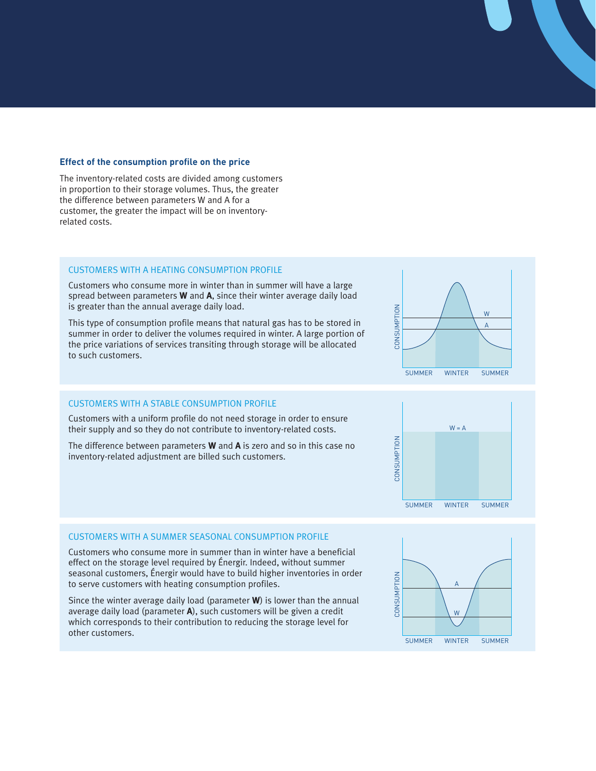### Effect of the consumption profile on the price

The inventory-related costs are divided among customers in proportion to their storage volumes. Thus, the greater the difference between parameters W and A for a customer, the greater the impact will be on inventory-related costs.

#### CUSTOMERS WITH A HEATING CONSUMPTION PROFILE

Customers who consume more in winter than in summer will have a large spread between parameters **W** and **A**, since their winter average daily load is greater than the annual average daily load.

This type of consumption profile means that natural gas has to be stored in summer in order to deliver the volumes required in winter. A large portion of the price variations of services transiting through storage will be allocated to such customers.

#### CUSTOMERS WITH A STABLE CONSUMPTION PROFILE

Customers with a uniform profile do not need storage in order to ensure their supply and so they do not contribute to inventory-related costs.

The difference between parameters **W** and **A** is zero and so in this case no inventory-related adjustment are billed such customers.

#### CUSTOMERS WITH A SUMMER SEASONAL CONSUMPTION PROFILE

Customers who consume more in summer than in winter have a beneficial effect on the storage level required by Énergir. Indeed, without summer seasonal customers, Énergir would have to build higher inventories in order to serve customers with heating consumption profiles.

Since the winter average daily load (parameter **W**) is lower than the annual average daily load (parameter **A**), such customers will be given a credit which corresponds to their contribution to reducing the storage level for other customers.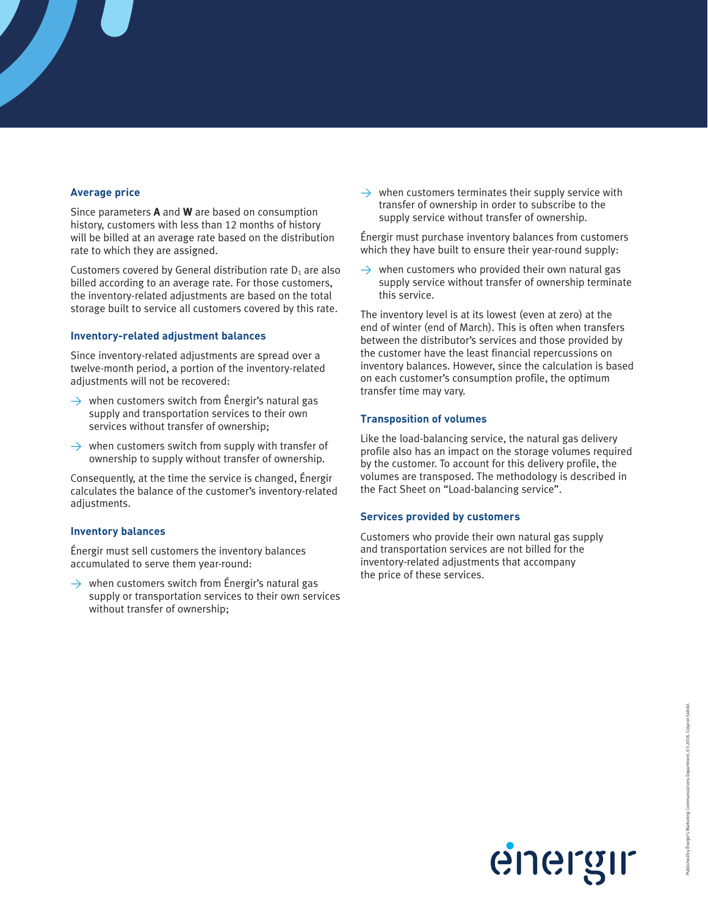### Average price

Since parameters **A** and **W** are based on consumption history, customers with less than 12 months of history will be billed at an average rate based on the distribution rate to which they are assigned.

Customers covered by General distribution rate $D_1$ are also billed according to an average rate. For those customers, the inventory-related adjustments are based on the total storage built to service all customers covered by this rate.

### Inventory-related adjustment balances

Since inventory-related adjustments are spread over a twelve-month period, a portion of the inventory-related adjustments will not be recovered:

- when customers switch from Énergir's natural gas supply and transportation services to their own services without transfer of ownership;
- when customers switch from supply with transfer of ownership to supply without transfer of ownership.

Consequently, at the time the service is changed, Énergir calculates the balance of the customer's inventory-related adjustments.

### Inventory balances

Énergir must sell customers the inventory balances accumulated to serve them year-round:

- when customers switch from Énergir's natural gas supply or transportation services to their own services without transfer of ownership;
- when customers terminates their supply service with transfer of ownership in order to subscribe to the supply service without transfer of ownership.

Énergir must purchase inventory balances from customers which they have built to ensure their year-round supply:

- when customers who provided their own natural gas supply service without transfer of ownership terminate this service.

The inventory level is at its lowest (even at zero) at the end of winter (end of March). This is often when transfers between the distributor's services and those provided by the customer have the least financial repercussions on inventory balances. However, since the calculation is based on each customer's consumption profile, the optimum transfer time may vary.

### Transposition of volumes

Like the load-balancing service, the natural gas delivery profile also has an impact on the storage volumes required by the customer. To account for this delivery profile, the volumes are transposed. The methodology is described in the Fact Sheet on "Load-balancing service".

### Services provided by customers

Customers who provide their own natural gas supply and transportation services are not billed for the inventory-related adjustments that accompany the price of these services.

Published by Énergir's Marketing Communications Department, 03-2018, Colpron 548 60.